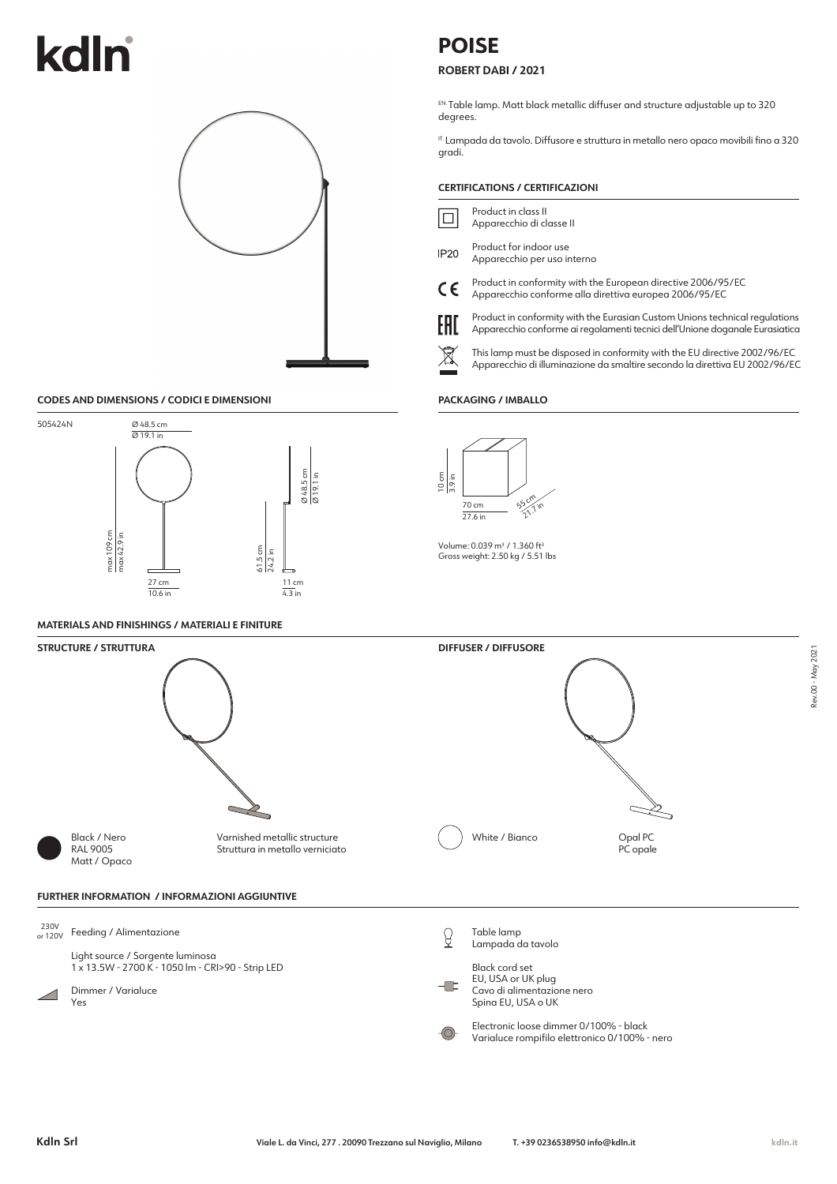# kdln

# POISE

**ROBERT DABI / 2021**

EN. Table lamp. Matt black metallic diffuser and structure adjustable up to 320 degrees.

IT. Lampada da tavolo. Diffusore e struttura in metallo nero opaco movibili fino a 320 gradi.

## CERTIFICATIONS / CERTIFICAZIONI

- Product in class II
  Apparecchio di classe II
- IP20 — Product for indoor use
  Apparecchio per uso interno
- CE — Product in conformity with the European directive 2006/95/EC
  Apparecchio conforme alla direttiva europea 2006/95/EC
- EAC — Product in conformity with the Eurasian Custom Unions technical regulations
  Apparecchio conforme ai regolamenti tecnici dell'Unione doganale Eurasiatica
- This lamp must be disposed in conformity with the EU directive 2002/96/EC
  Apparecchio di illuminazione da smaltire secondo la direttiva EU 2002/96/EC

## CODES AND DIMENSIONS / CODICI E DIMENSIONI

505424N

- Ø 48.5 cm / Ø 19.1 in
- max 109 cm / max 42.9 in
- 27 cm / 10.6 in
- 61.5 cm / 24.2 in
- 11 cm / 4.3 in

## PACKAGING / IMBALLO

- 10 cm / 3.9 in
- 70 cm / 27.6 in
- 55 cm / 21.7 in

Volume: 0.039 m³ / 1.360 ft³
Gross weight: 2.50 kg / 5.51 lbs

## MATERIALS AND FINISHINGS / MATERIALI E FINITURE

### STRUCTURE / STRUTTURA

Black / Nero
RAL 9005
Matt / Opaco

Varnished metallic structure
Struttura in metallo verniciato

### DIFFUSER / DIFFUSORE

White / Bianco

Opal PC
PC opale

## FURTHER INFORMATION / INFORMAZIONI AGGIUNTIVE

230V or 120V — Feeding / Alimentazione

Light source / Sorgente luminosa
1 x 13.5W - 2700 K - 1050 lm - CRI>90 - Strip LED

Dimmer / Varialuce
Yes

Table lamp
Lampada da tavolo

Black cord set
EU, USA or UK plug
Cavo di alimentazione nero
Spina EU, USA o UK

Electronic loose dimmer 0/100% - black
Varialuce rompifilo elettronico 0/100% - nero

Rev.00 - May 2021

Kdln Srl — Viale L. da Vinci, 277 . 20090 Trezzano sul Naviglio, Milano — T. +39 0236538950 info@kdln.it — kdln.it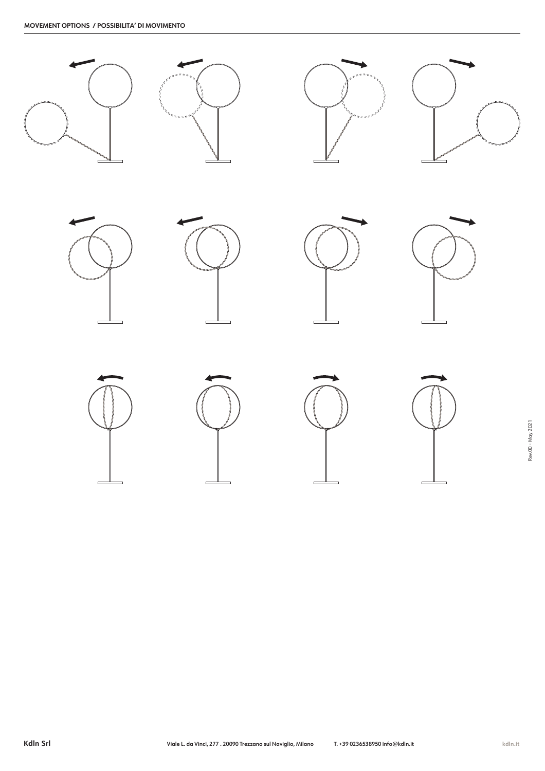## MOVEMENT OPTIONS / POSSIBILITA' DI MOVIMENTO